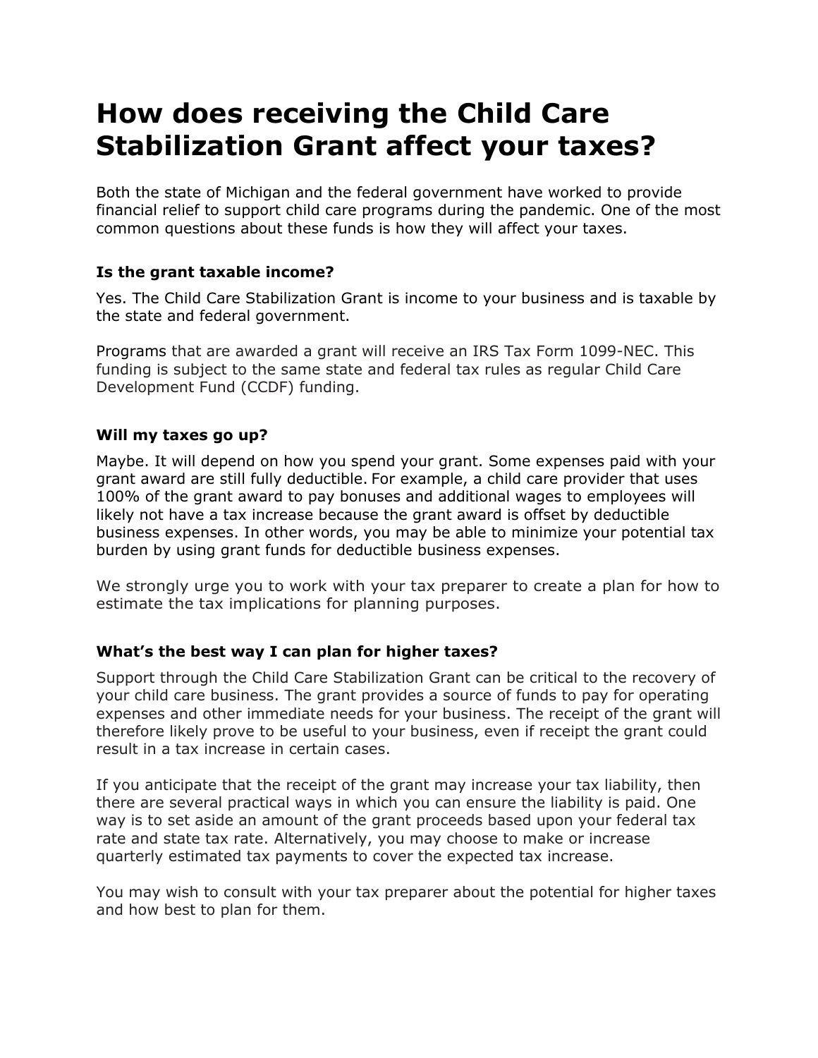# How does receiving the Child Care Stabilization Grant affect your taxes?

Both the state of Michigan and the federal government have worked to provide financial relief to support child care programs during the pandemic. One of the most common questions about these funds is how they will affect your taxes.

### Is the grant taxable income?

Yes. The Child Care Stabilization Grant is income to your business and is taxable by the state and federal government.

Programs that are awarded a grant will receive an IRS Tax Form 1099-NEC. This funding is subject to the same state and federal tax rules as regular Child Care Development Fund (CCDF) funding.

### Will my taxes go up?

Maybe. It will depend on how you spend your grant. Some expenses paid with your grant award are still fully deductible. For example, a child care provider that uses 100% of the grant award to pay bonuses and additional wages to employees will likely not have a tax increase because the grant award is offset by deductible business expenses. In other words, you may be able to minimize your potential tax burden by using grant funds for deductible business expenses.

We strongly urge you to work with your tax preparer to create a plan for how to estimate the tax implications for planning purposes.

### What's the best way I can plan for higher taxes?

Support through the Child Care Stabilization Grant can be critical to the recovery of your child care business. The grant provides a source of funds to pay for operating expenses and other immediate needs for your business. The receipt of the grant will therefore likely prove to be useful to your business, even if receipt the grant could result in a tax increase in certain cases.

If you anticipate that the receipt of the grant may increase your tax liability, then there are several practical ways in which you can ensure the liability is paid. One way is to set aside an amount of the grant proceeds based upon your federal tax rate and state tax rate. Alternatively, you may choose to make or increase quarterly estimated tax payments to cover the expected tax increase.

You may wish to consult with your tax preparer about the potential for higher taxes and how best to plan for them.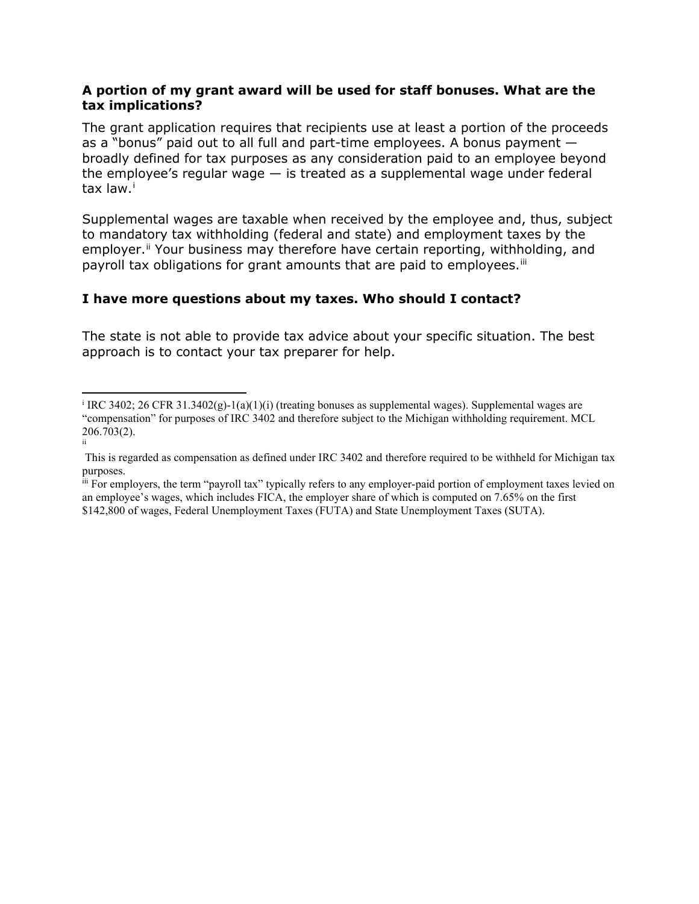### A portion of my grant award will be used for staff bonuses. What are the tax implications?

The grant application requires that recipients use at least a portion of the proceeds as a "bonus" paid out to all full and part-time employees. A bonus payment — broadly defined for tax purposes as any consideration paid to an employee beyond the employee's regular wage — is treated as a supplemental wage under federal tax law.[i]

Supplemental wages are taxable when received by the employee and, thus, subject to mandatory tax withholding (federal and state) and employment taxes by the employer.[ii] Your business may therefore have certain reporting, withholding, and payroll tax obligations for grant amounts that are paid to employees.[iii]

### I have more questions about my taxes. Who should I contact?

The state is not able to provide tax advice about your specific situation. The best approach is to contact your tax preparer for help.

---

[i] IRC 3402; 26 CFR 31.3402(g)-1(a)(1)(i) (treating bonuses as supplemental wages). Supplemental wages are "compensation" for purposes of IRC 3402 and therefore subject to the Michigan withholding requirement. MCL 206.703(2).

[ii] This is regarded as compensation as defined under IRC 3402 and therefore required to be withheld for Michigan tax purposes.

[iii] For employers, the term "payroll tax" typically refers to any employer-paid portion of employment taxes levied on an employee's wages, which includes FICA, the employer share of which is computed on 7.65% on the first $142,800 of wages, Federal Unemployment Taxes (FUTA) and State Unemployment Taxes (SUTA).